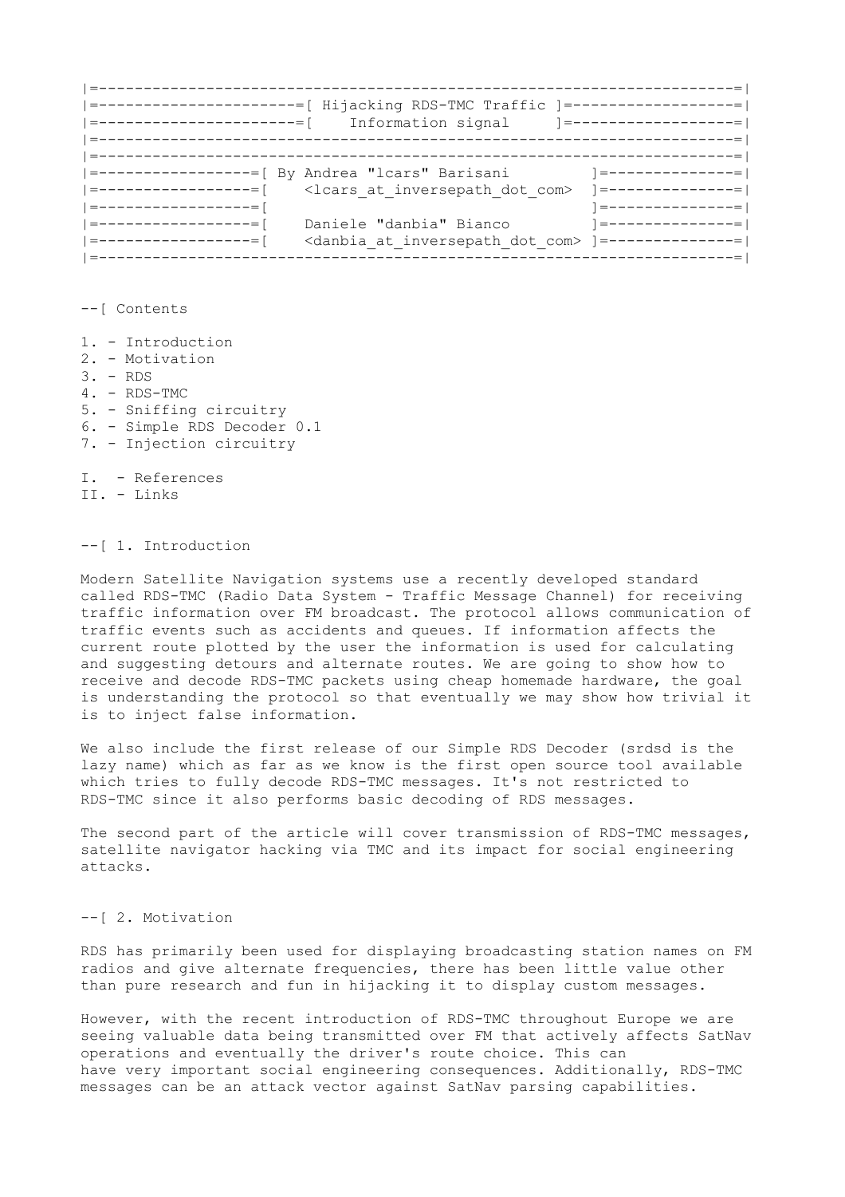```
|=-----------------------------------------------------------------------=|
|=----------------------=[ Hijacking RDS-TMC Traffic ]=------------------=|
|=----------------------=[    Information signal     ]=------------------=|
|=-----------------------------------------------------------------------=|
|=-----------------------------------------------------------------------=|
|=-----------------=[ By Andrea "lcars" Barisani        ]=---------------=|
|=-----------------=[    <lcars_at_inversepath_dot_com>  ]=---------------=|
|=-----------------=[                                    ]=---------------=|
|=-----------------=[    Daniele "danbia" Bianco        ]=---------------=|
|=-----------------=[    <danbia_at_inversepath_dot_com> ]=---------------=|
|=-----------------------------------------------------------------------=|
```

--[ Contents

1. - Introduction
2. - Motivation
3. - RDS
4. - RDS-TMC
5. - Sniffing circuitry
6. - Simple RDS Decoder 0.1
7. - Injection circuitry

I. - References
II. - Links

--[ 1. Introduction

Modern Satellite Navigation systems use a recently developed standard called RDS-TMC (Radio Data System - Traffic Message Channel) for receiving traffic information over FM broadcast. The protocol allows communication of traffic events such as accidents and queues. If information affects the current route plotted by the user the information is used for calculating and suggesting detours and alternate routes. We are going to show how to receive and decode RDS-TMC packets using cheap homemade hardware, the goal is understanding the protocol so that eventually we may show how trivial it is to inject false information.

We also include the first release of our Simple RDS Decoder (srdsd is the lazy name) which as far as we know is the first open source tool available which tries to fully decode RDS-TMC messages. It's not restricted to RDS-TMC since it also performs basic decoding of RDS messages.

The second part of the article will cover transmission of RDS-TMC messages, satellite navigator hacking via TMC and its impact for social engineering attacks.

--[ 2. Motivation

RDS has primarily been used for displaying broadcasting station names on FM radios and give alternate frequencies, there has been little value other than pure research and fun in hijacking it to display custom messages.

However, with the recent introduction of RDS-TMC throughout Europe we are seeing valuable data being transmitted over FM that actively affects SatNav operations and eventually the driver's route choice. This can have very important social engineering consequences. Additionally, RDS-TMC messages can be an attack vector against SatNav parsing capabilities.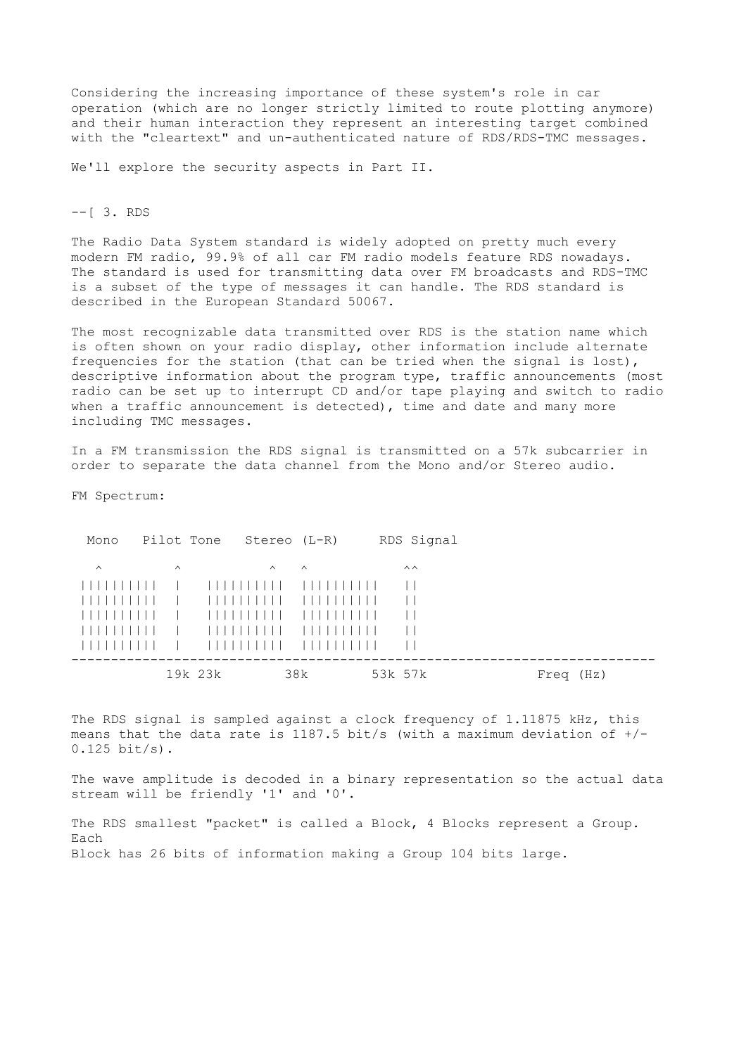Considering the increasing importance of these system's role in car operation (which are no longer strictly limited to route plotting anymore) and their human interaction they represent an interesting target combined with the "cleartext" and un-authenticated nature of RDS/RDS-TMC messages.

We'll explore the security aspects in Part II.

## --[ 3. RDS

The Radio Data System standard is widely adopted on pretty much every modern FM radio, 99.9% of all car FM radio models feature RDS nowadays. The standard is used for transmitting data over FM broadcasts and RDS-TMC is a subset of the type of messages it can handle. The RDS standard is described in the European Standard 50067.

The most recognizable data transmitted over RDS is the station name which is often shown on your radio display, other information include alternate frequencies for the station (that can be tried when the signal is lost), descriptive information about the program type, traffic announcements (most radio can be set up to interrupt CD and/or tape playing and switch to radio when a traffic announcement is detected), time and date and many more including TMC messages.

In a FM transmission the RDS signal is transmitted on a 57k subcarrier in order to separate the data channel from the Mono and/or Stereo audio.

FM Spectrum:

```
  Mono   Pilot Tone   Stereo (L-R)     RDS Signal

   ^         ^           ^   ^            ^^
 ||||||||||  |   ||||||||||  ||||||||||   ||
 ||||||||||  |   ||||||||||  ||||||||||   ||
 ||||||||||  |   ||||||||||  ||||||||||   ||
 ||||||||||  |   ||||||||||  ||||||||||   ||
 ||||||||||  |   ||||||||||  ||||||||||   ||
--------------------------------------------------------------------------
            19k 23k       38k       53k 57k             Freq (Hz)
```

The RDS signal is sampled against a clock frequency of 1.11875 kHz, this means that the data rate is 1187.5 bit/s (with a maximum deviation of +/- 0.125 bit/s).

The wave amplitude is decoded in a binary representation so the actual data stream will be friendly '1' and '0'.

The RDS smallest "packet" is called a Block, 4 Blocks represent a Group. Each Block has 26 bits of information making a Group 104 bits large.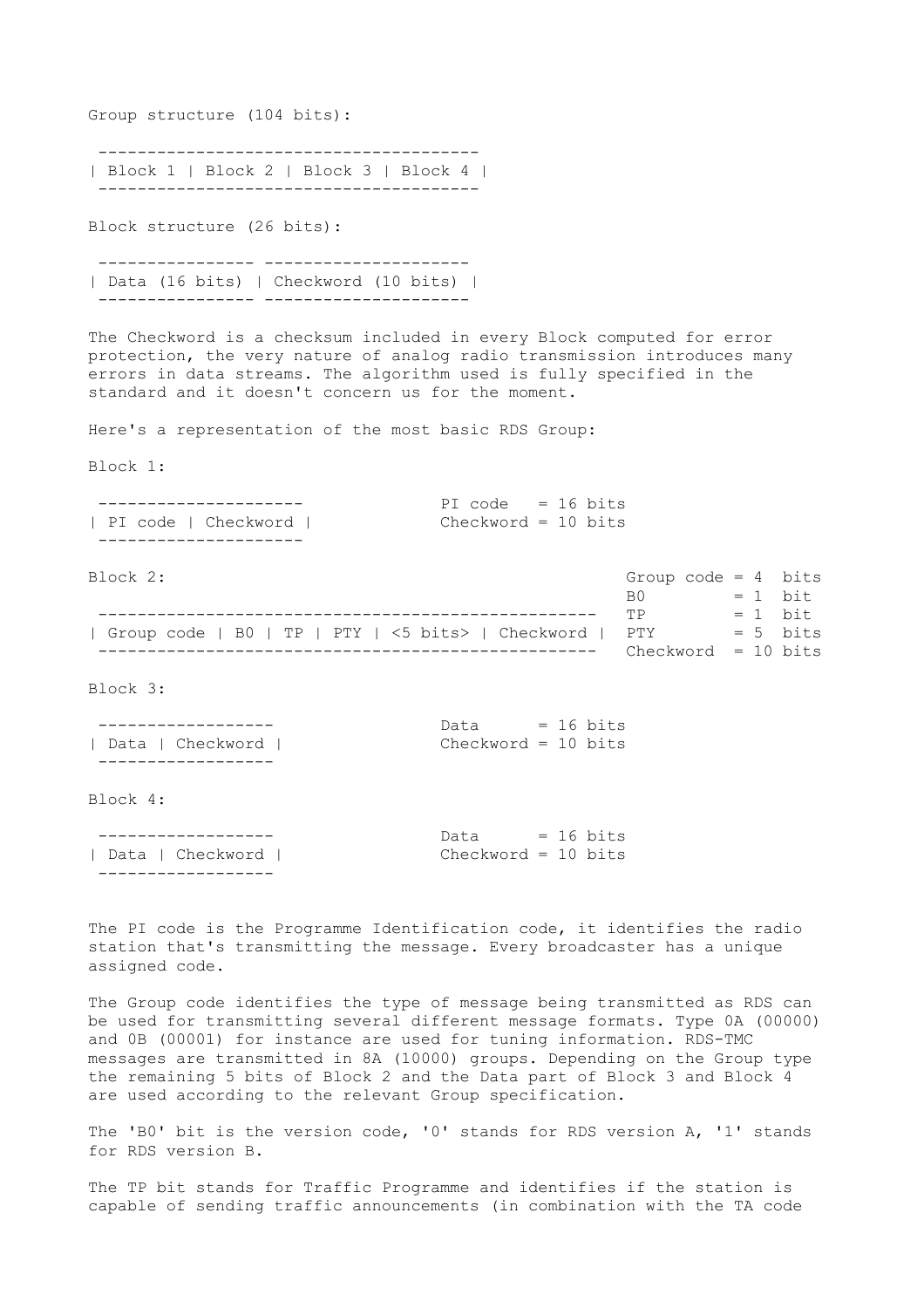Group structure (104 bits):

```
 ---------------------------------------
| Block 1 | Block 2 | Block 3 | Block 4 |
 ---------------------------------------
```

Block structure (26 bits):

```
 ---------------- ---------------------
| Data (16 bits) | Checkword (10 bits) |
 ---------------- ---------------------
```

The Checkword is a checksum included in every Block computed for error protection, the very nature of analog radio transmission introduces many errors in data streams. The algorithm used is fully specified in the standard and it doesn't concern us for the moment.

Here's a representation of the most basic RDS Group:

Block 1:

```
 ---------------------              PI code   = 16 bits
| PI code | Checkword |             Checkword = 10 bits
 ---------------------
```

Block 2:

```
                                                      Group code = 4  bits
                                                      B0         = 1  bit
 --------------------------------------------------   TP         = 1  bit
| Group code | B0 | TP | PTY | <5 bits> | Checkword |  PTY        = 5  bits
 --------------------------------------------------   Checkword  = 10 bits
```

Block 3:

```
 ------------------                 Data      = 16 bits
| Data | Checkword |                Checkword = 10 bits
 ------------------
```

Block 4:

```
 ------------------                 Data      = 16 bits
| Data | Checkword |                Checkword = 10 bits
 ------------------
```

The PI code is the Programme Identification code, it identifies the radio station that's transmitting the message. Every broadcaster has a unique assigned code.

The Group code identifies the type of message being transmitted as RDS can be used for transmitting several different message formats. Type 0A (00000) and 0B (00001) for instance are used for tuning information. RDS-TMC messages are transmitted in 8A (10000) groups. Depending on the Group type the remaining 5 bits of Block 2 and the Data part of Block 3 and Block 4 are used according to the relevant Group specification.

The 'B0' bit is the version code, '0' stands for RDS version A, '1' stands for RDS version B.

The TP bit stands for Traffic Programme and identifies if the station is capable of sending traffic announcements (in combination with the TA code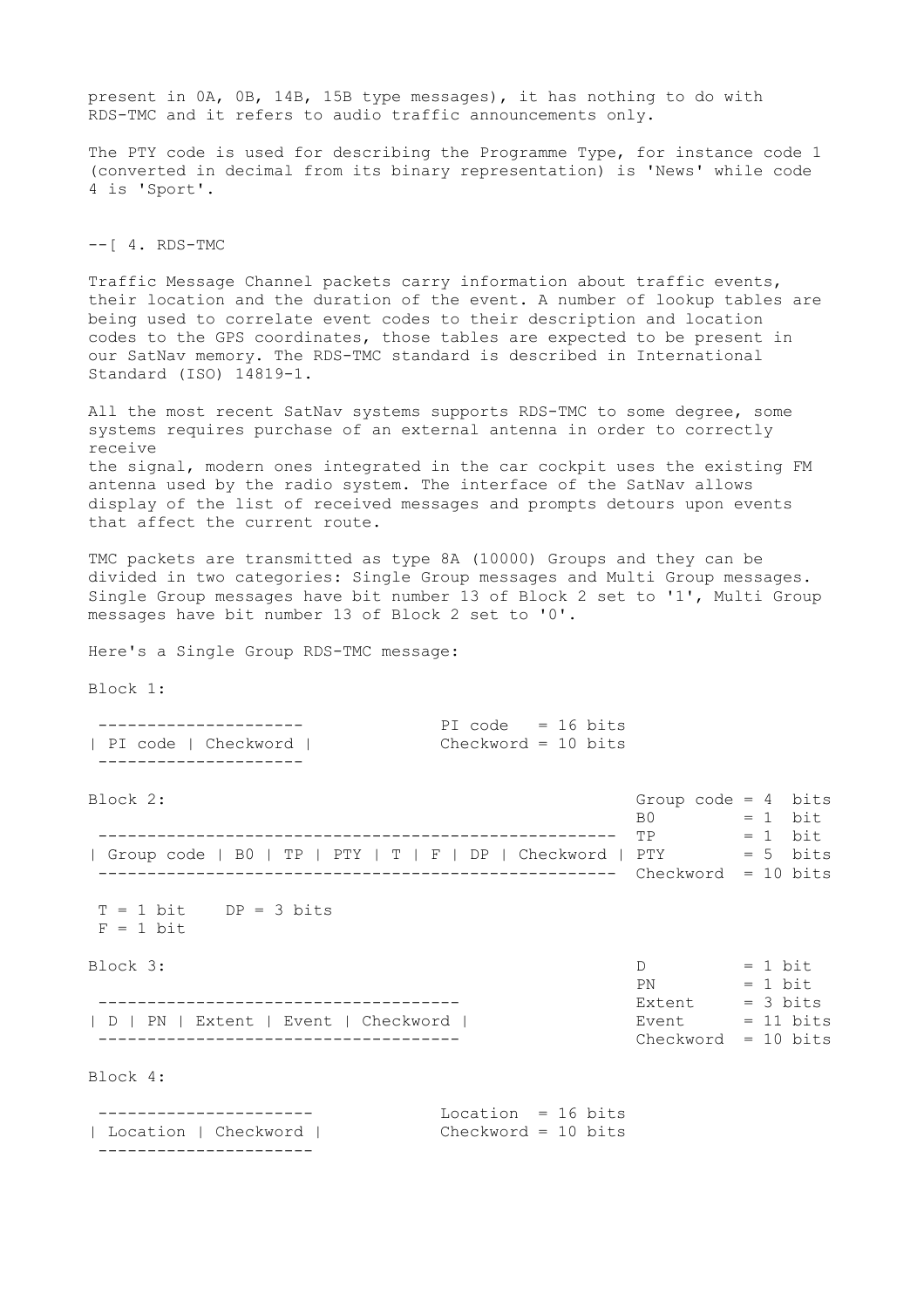present in 0A, 0B, 14B, 15B type messages), it has nothing to do with RDS-TMC and it refers to audio traffic announcements only.

The PTY code is used for describing the Programme Type, for instance code 1 (converted in decimal from its binary representation) is 'News' while code 4 is 'Sport'.

## --[ 4. RDS-TMC

Traffic Message Channel packets carry information about traffic events, their location and the duration of the event. A number of lookup tables are being used to correlate event codes to their description and location codes to the GPS coordinates, those tables are expected to be present in our SatNav memory. The RDS-TMC standard is described in International Standard (ISO) 14819-1.

All the most recent SatNav systems supports RDS-TMC to some degree, some systems requires purchase of an external antenna in order to correctly receive
the signal, modern ones integrated in the car cockpit uses the existing FM antenna used by the radio system. The interface of the SatNav allows display of the list of received messages and prompts detours upon events that affect the current route.

TMC packets are transmitted as type 8A (10000) Groups and they can be divided in two categories: Single Group messages and Multi Group messages. Single Group messages have bit number 13 of Block 2 set to '1', Multi Group messages have bit number 13 of Block 2 set to '0'.

Here's a Single Group RDS-TMC message:

```
Block 1:

 ---------------------                PI code   = 16 bits
| PI code | Checkword |               Checkword = 10 bits
 ---------------------

Block 2:                                                    Group code = 4  bits
                                                            B0         = 1  bit
 ---------------------------------------------------------  TP         = 1  bit
| Group code | B0 | TP | PTY | T | F | DP | Checkword |     PTY        = 5  bits
 ---------------------------------------------------------  Checkword  = 10 bits

 T = 1 bit    DP = 3 bits
 F = 1 bit

Block 3:                                                    D          = 1 bit
                                                            PN         = 1 bit
 ------------------------------------                       Extent     = 3 bits
| D | PN | Extent | Event | Checkword |                     Event      = 11 bits
 ------------------------------------                       Checkword  = 10 bits

Block 4:

 ----------------------               Location  = 16 bits
| Location | Checkword |              Checkword = 10 bits
 ----------------------
```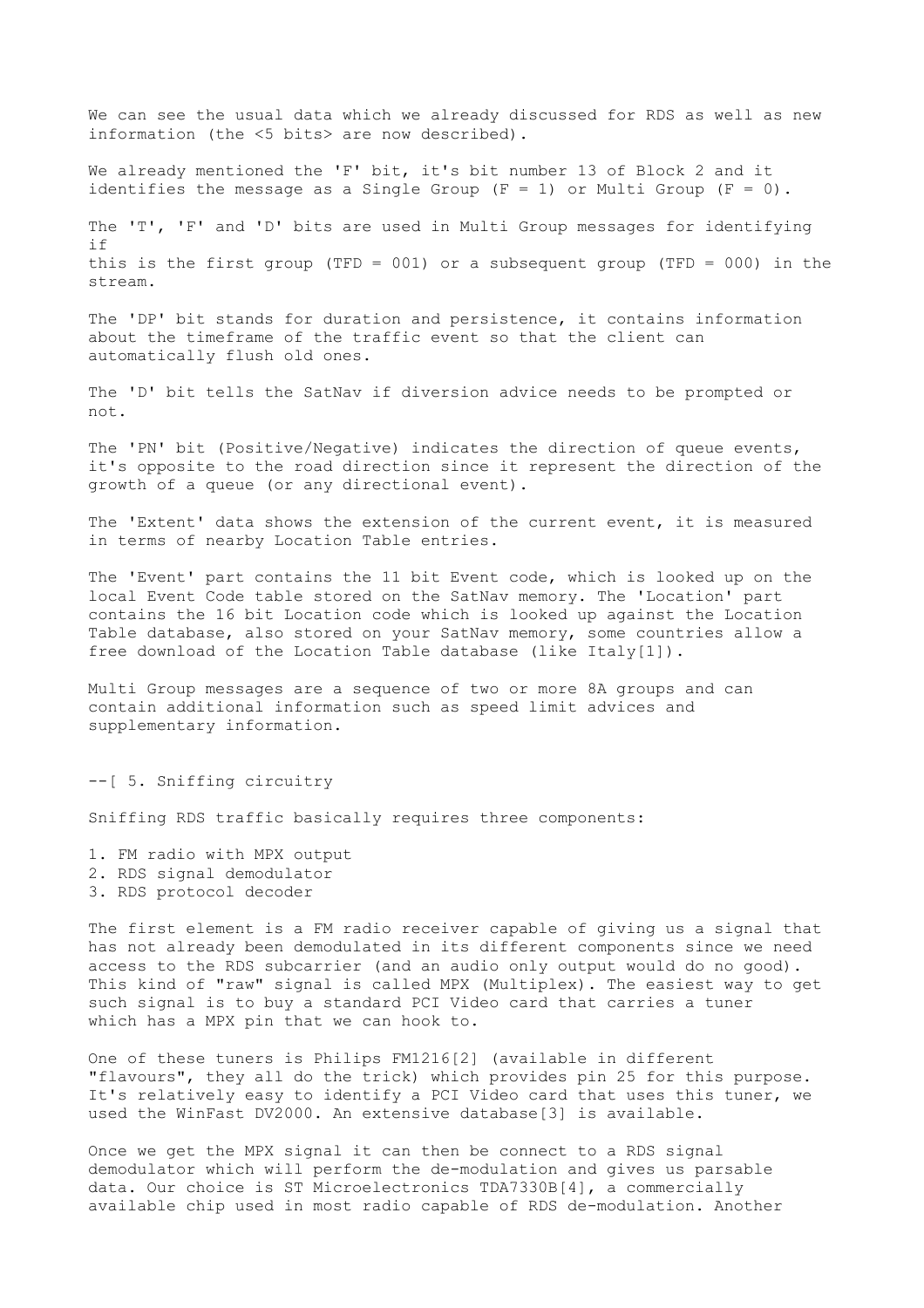We can see the usual data which we already discussed for RDS as well as new information (the <5 bits> are now described).

We already mentioned the 'F' bit, it's bit number 13 of Block 2 and it identifies the message as a Single Group (F = 1) or Multi Group (F = 0).

The 'T', 'F' and 'D' bits are used in Multi Group messages for identifying if this is the first group (TFD = 001) or a subsequent group (TFD = 000) in the stream.

The 'DP' bit stands for duration and persistence, it contains information about the timeframe of the traffic event so that the client can automatically flush old ones.

The 'D' bit tells the SatNav if diversion advice needs to be prompted or not.

The 'PN' bit (Positive/Negative) indicates the direction of queue events, it's opposite to the road direction since it represent the direction of the growth of a queue (or any directional event).

The 'Extent' data shows the extension of the current event, it is measured in terms of nearby Location Table entries.

The 'Event' part contains the 11 bit Event code, which is looked up on the local Event Code table stored on the SatNav memory. The 'Location' part contains the 16 bit Location code which is looked up against the Location Table database, also stored on your SatNav memory, some countries allow a free download of the Location Table database (like Italy[1]).

Multi Group messages are a sequence of two or more 8A groups and can contain additional information such as speed limit advices and supplementary information.

## --[ 5. Sniffing circuitry

Sniffing RDS traffic basically requires three components:

1. FM radio with MPX output
2. RDS signal demodulator
3. RDS protocol decoder

The first element is a FM radio receiver capable of giving us a signal that has not already been demodulated in its different components since we need access to the RDS subcarrier (and an audio only output would do no good). This kind of "raw" signal is called MPX (Multiplex). The easiest way to get such signal is to buy a standard PCI Video card that carries a tuner which has a MPX pin that we can hook to.

One of these tuners is Philips FM1216[2] (available in different "flavours", they all do the trick) which provides pin 25 for this purpose. It's relatively easy to identify a PCI Video card that uses this tuner, we used the WinFast DV2000. An extensive database[3] is available.

Once we get the MPX signal it can then be connect to a RDS signal demodulator which will perform the de-modulation and gives us parsable data. Our choice is ST Microelectronics TDA7330B[4], a commercially available chip used in most radio capable of RDS de-modulation. Another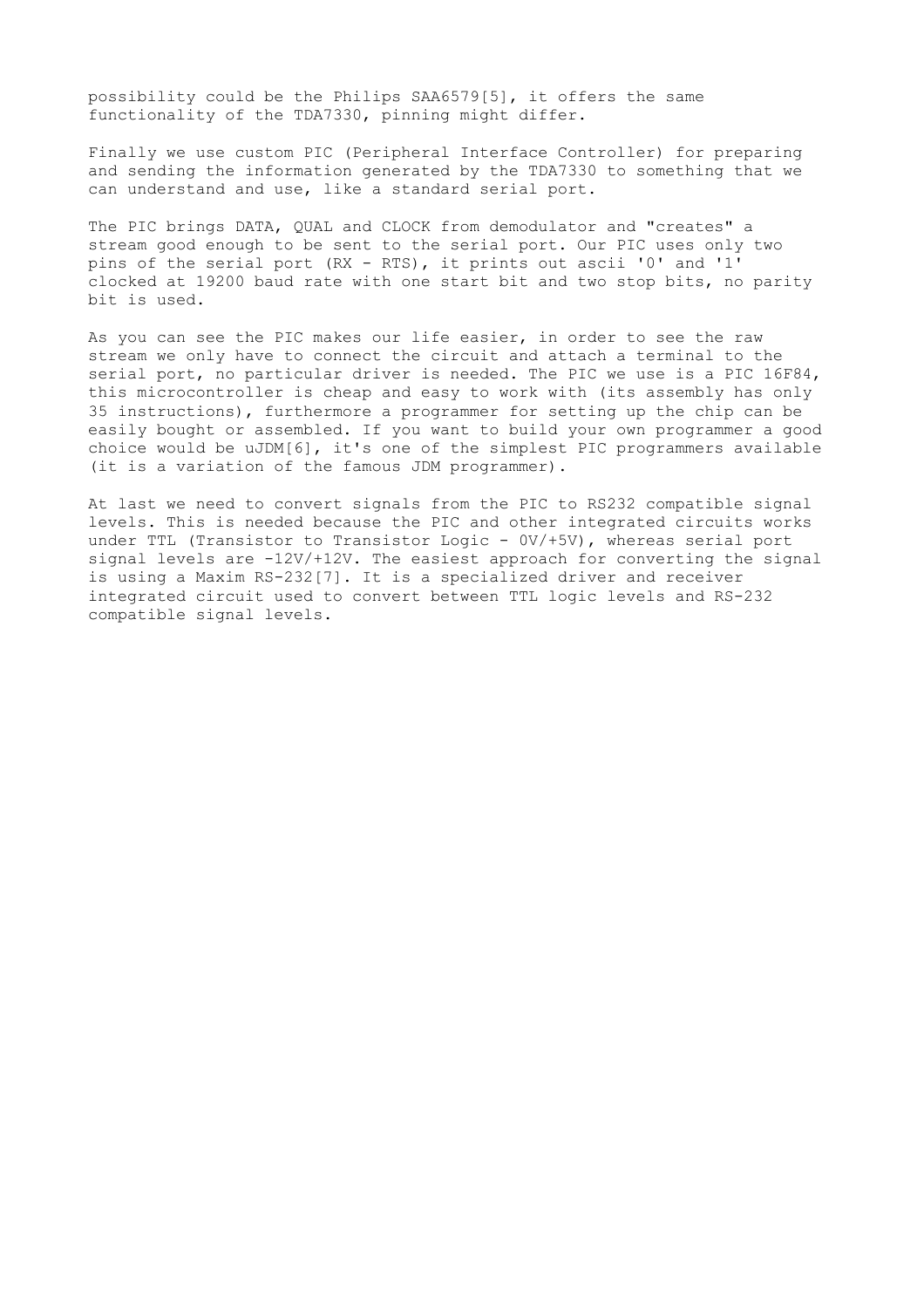possibility could be the Philips SAA6579[5], it offers the same functionality of the TDA7330, pinning might differ.

Finally we use custom PIC (Peripheral Interface Controller) for preparing and sending the information generated by the TDA7330 to something that we can understand and use, like a standard serial port.

The PIC brings DATA, QUAL and CLOCK from demodulator and "creates" a stream good enough to be sent to the serial port. Our PIC uses only two pins of the serial port (RX - RTS), it prints out ascii '0' and '1' clocked at 19200 baud rate with one start bit and two stop bits, no parity bit is used.

As you can see the PIC makes our life easier, in order to see the raw stream we only have to connect the circuit and attach a terminal to the serial port, no particular driver is needed. The PIC we use is a PIC 16F84, this microcontroller is cheap and easy to work with (its assembly has only 35 instructions), furthermore a programmer for setting up the chip can be easily bought or assembled. If you want to build your own programmer a good choice would be uJDM[6], it's one of the simplest PIC programmers available (it is a variation of the famous JDM programmer).

At last we need to convert signals from the PIC to RS232 compatible signal levels. This is needed because the PIC and other integrated circuits works under TTL (Transistor to Transistor Logic - 0V/+5V), whereas serial port signal levels are -12V/+12V. The easiest approach for converting the signal is using a Maxim RS-232[7]. It is a specialized driver and receiver integrated circuit used to convert between TTL logic levels and RS-232 compatible signal levels.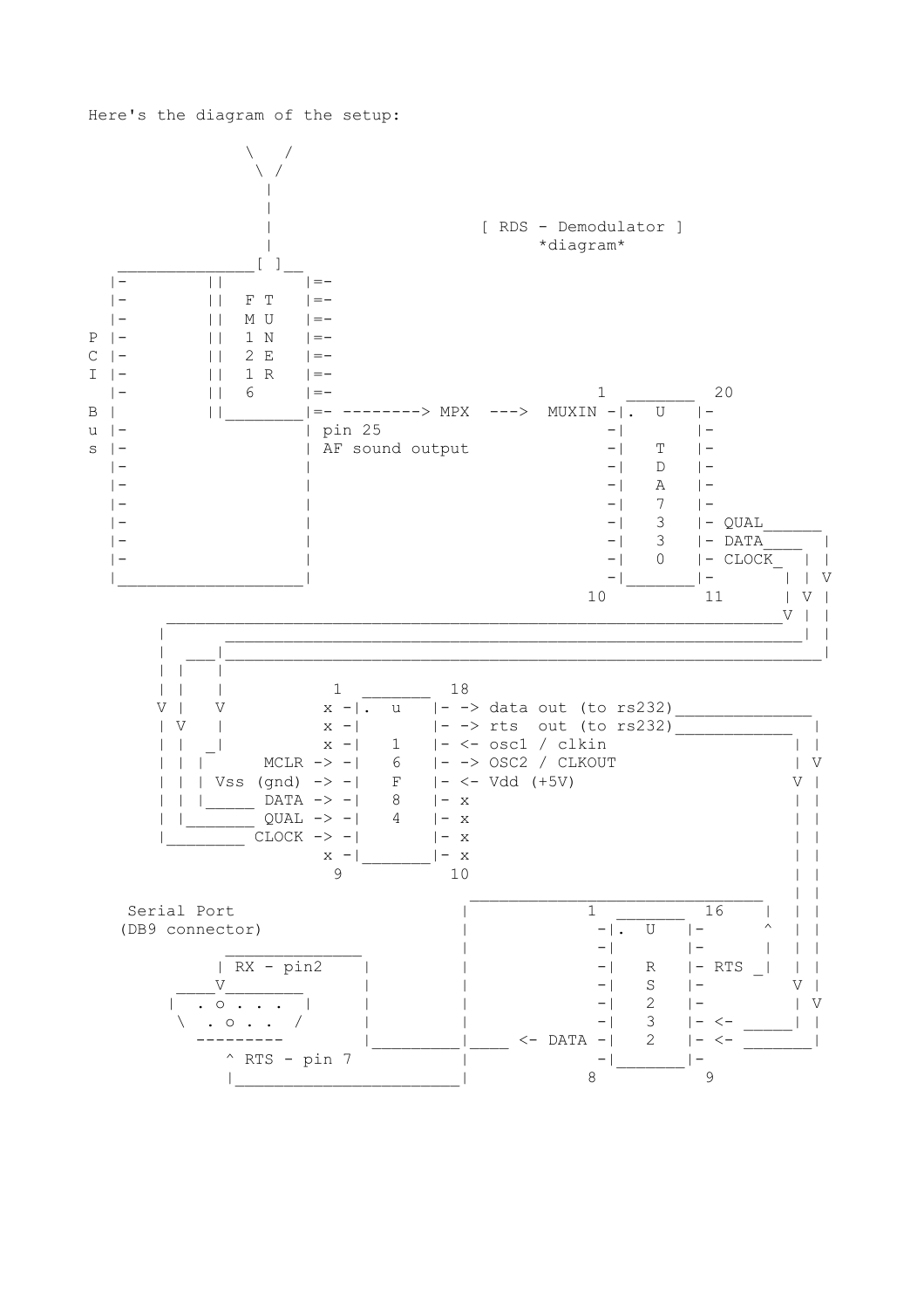Here's the diagram of the setup:

```
                \   /
                 \ /
                  |
                  |
                  |                       [ RDS - Demodulator ]
                  |                            *diagram*
     ______________[ ]__
    |-        ||        |=-
    |-        ||  F T   |=-
    |-        ||  M U   |=-
  P |-        ||  1 N   |=-
  C |-        ||  2 E   |=-
  I |-        ||  1 R   |=-
    |-        ||  6     |=-                               1  _______  20
  B |         ||________|=- --------> MPX  --->  MUXIN -|.  U    |-
  u |-                  | pin 25                        -|       |-
  s |-                  | AF sound output               -|   T   |-
    |-                  |                               -|   D   |-
    |-                  |                               -|   A   |-
    |-                  |                               -|   7   |-
    |-                  |                               -|   3   |- QUAL______
    |-                  |                               -|   3   |- DATA____  |
    |-                  |                               -|   0   |- CLOCK_  | |
    |___________________|                               -|_______|-       | | V
                                                       10          11      | V |
         ________________________________________________________________V | |
        |                                                                  | |
        |     _____________________________________________________________| |
        |  ___|____________________________________________________________|
        | |   |
        | |   |           1  _______  18
        V |   V         x -|.  u    |- -> data out (to rs232)______________
        | V   |         x -|        |- -> rts  out (to rs232)____________  |
        | |  _|         x -|    1   |- <- osc1 / clkin                   | |
        | | |     MCLR -> -|    6   |- -> OSC2 / CLKOUT                  | V
        | | | Vss (gnd) -> -|   F   |- <- Vdd (+5V)                     V |
        | | |_____ DATA -> -|   8   |- x                                 | |
        | |_______ QUAL -> -|   4   |- x                                 | |
        |________ CLOCK -> -|       |- x                                 | |
                        x -|_______|- x                                  | |
                         9          10                                   | |
                                         ________________________________ | |
     Serial Port                        |            1  _______  16     |  | |
    (DB9 connector)                     |              -|.  U    |-     ^  | |
                                        |              -|        |-     |  | |
        _____________                   |              -|   R    |- RTS _|  | |
       | RX - pin2    |                 |              -|   S    |-        V |
    ____V________     |                 |              -|   2    |-        | V
   | . o . . .  |     |                 |              -|   3    |- <- _____| |
    \  . o . .  /     |                 |              -|   2    |- <- _______|
     ---------        |__________|____ <- DATA -|   2    |- <- _______|
        ^ RTS - pin 7                   |              -|_______|-
        |_______________________|              8          9
```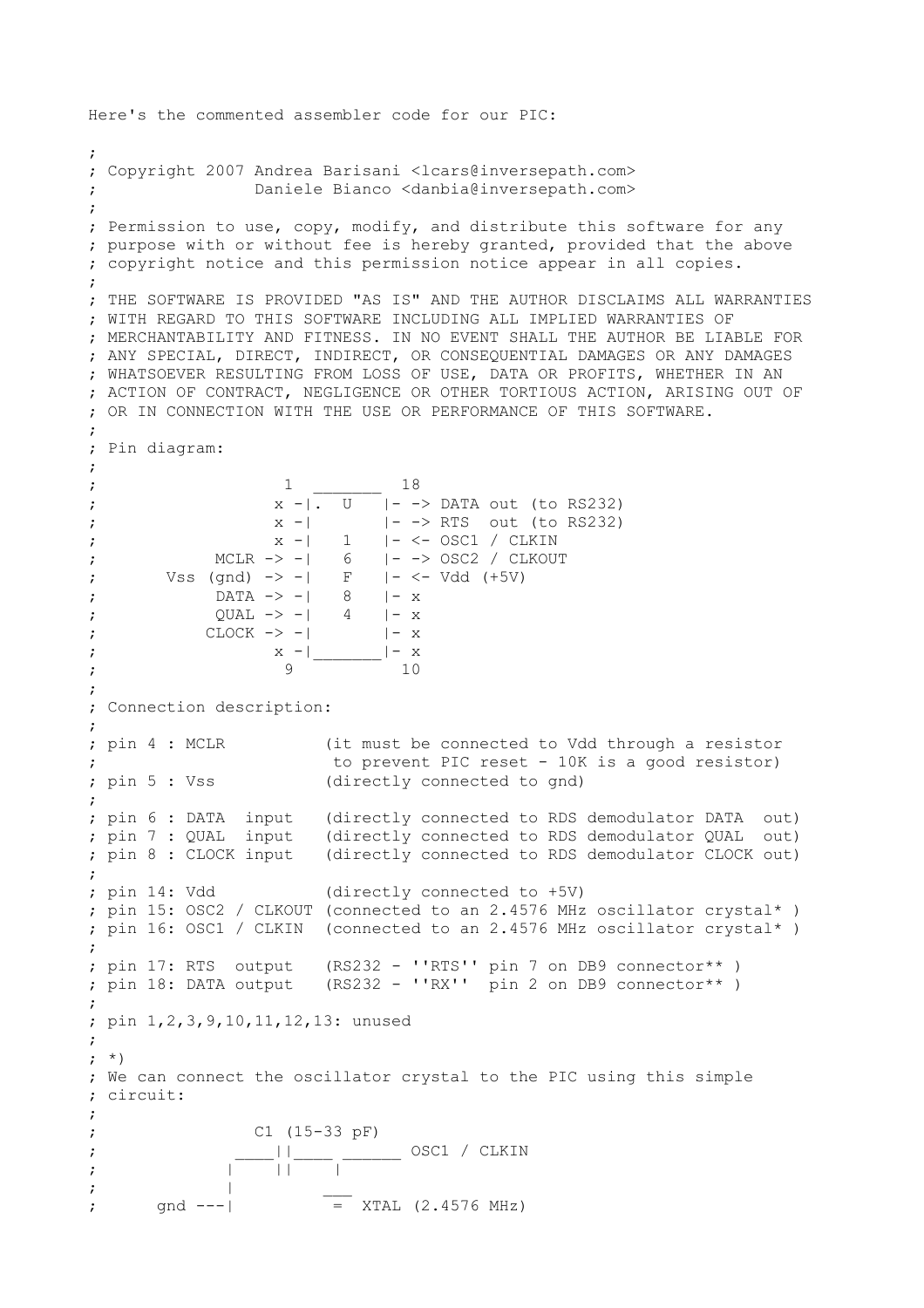Here's the commented assembler code for our PIC:

```
;
; Copyright 2007 Andrea Barisani <lcars@inversepath.com>
;                Daniele Bianco <danbia@inversepath.com>
;
; Permission to use, copy, modify, and distribute this software for any
; purpose with or without fee is hereby granted, provided that the above
; copyright notice and this permission notice appear in all copies.
;
; THE SOFTWARE IS PROVIDED "AS IS" AND THE AUTHOR DISCLAIMS ALL WARRANTIES
; WITH REGARD TO THIS SOFTWARE INCLUDING ALL IMPLIED WARRANTIES OF
; MERCHANTABILITY AND FITNESS. IN NO EVENT SHALL THE AUTHOR BE LIABLE FOR
; ANY SPECIAL, DIRECT, INDIRECT, OR CONSEQUENTIAL DAMAGES OR ANY DAMAGES
; WHATSOEVER RESULTING FROM LOSS OF USE, DATA OR PROFITS, WHETHER IN AN
; ACTION OF CONTRACT, NEGLIGENCE OR OTHER TORTIOUS ACTION, ARISING OUT OF
; OR IN CONNECTION WITH THE USE OR PERFORMANCE OF THIS SOFTWARE.
;
; Pin diagram:
;
;                  1  _______  18
;                 x -|.  U   |- -> DATA out (to RS232)
;                 x -|       |- -> RTS  out (to RS232)
;                 x -|   1   |- <- OSC1 / CLKIN
;           MCLR -> -|   6   |- -> OSC2 / CLKOUT
;      Vss  (gnd) -> -|   F   |- <- Vdd (+5V)
;           DATA -> -|   8   |- x
;           QUAL -> -|   4   |- x
;          CLOCK -> -|       |- x
;                 x -|_______|- x
;                  9          10
;
; Connection description:
;
; pin 4 : MCLR          (it must be connected to Vdd through a resistor
;                        to prevent PIC reset - 10K is a good resistor)
; pin 5 : Vss           (directly connected to gnd)
;
; pin 6 : DATA  input   (directly connected to RDS demodulator DATA  out)
; pin 7 : QUAL  input   (directly connected to RDS demodulator QUAL  out)
; pin 8 : CLOCK input   (directly connected to RDS demodulator CLOCK out)
;
; pin 14: Vdd           (directly connected to +5V)
; pin 15: OSC2 / CLKOUT (connected to an 2.4576 MHz oscillator crystal* )
; pin 16: OSC1 / CLKIN  (connected to an 2.4576 MHz oscillator crystal* )
;
; pin 17: RTS  output   (RS232 - ''RTS'' pin 7 on DB9 connector** )
; pin 18: DATA output   (RS232 - ''RX''  pin 2 on DB9 connector** )
;
; pin 1,2,3,9,10,11,12,13: unused
;
; *)
; We can connect the oscillator crystal to the PIC using this simple
; circuit:
;
;               C1 (15-33 pF)
;             ____||____ ______ OSC1 / CLKIN
;            |    ||    |
;            |         ___
;     gnd ---|          =  XTAL (2.4576 MHz)
```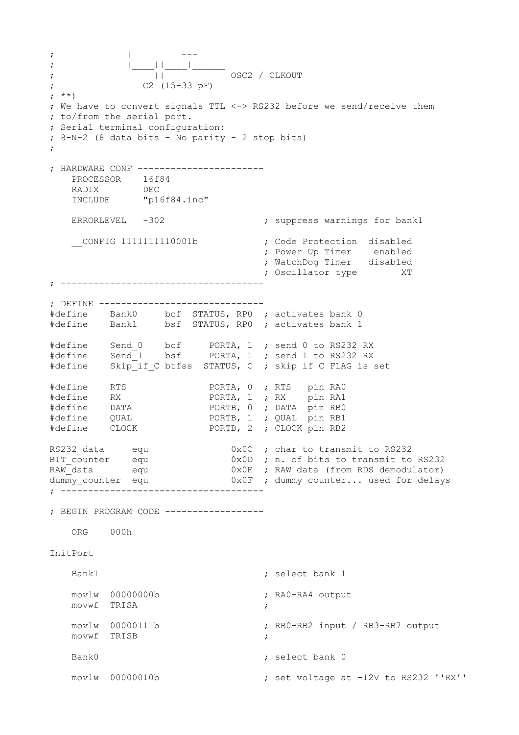```
;              |          ---
;              |____||____|______
;                  ||            OSC2 / CLKOUT
;                C2 (15-33 pF)
; **)
; We have to convert signals TTL <-> RS232 before we send/receive them
; to/from the serial port.
; Serial terminal configuration:
; 8-N-2 (8 data bits - No parity - 2 stop bits)
;

; HARDWARE CONF -----------------------
    PROCESSOR    16f84
    RADIX        DEC
    INCLUDE      "p16f84.inc"

    ERRORLEVEL   -302                   ; suppress warnings for bank1

    __CONFIG 11111111110001b            ; Code Protection  disabled
                                        ; Power Up Timer    enabled
                                        ; WatchDog Timer   disabled
                                        ; Oscillator type        XT
; ------------------------------------

; DEFINE ------------------------------
#define    Bank0     bcf  STATUS, RP0  ; activates bank 0
#define    Bank1     bsf  STATUS, RP0  ; activates bank 1

#define    Send_0    bcf     PORTA, 1  ; send 0 to RS232 RX
#define    Send_1    bsf     PORTA, 1  ; send 1 to RS232 RX
#define    Skip_if_C btfss  STATUS, C  ; skip if C FLAG is set

#define    RTS              PORTA, 0  ; RTS   pin RA0
#define    RX               PORTA, 1  ; RX    pin RA1
#define    DATA             PORTB, 0  ; DATA  pin RB0
#define    QUAL             PORTB, 1  ; QUAL  pin RB1
#define    CLOCK            PORTB, 2  ; CLOCK pin RB2

RS232_data     equ              0x0C  ; char to transmit to RS232
BIT_counter    equ              0x0D  ; n. of bits to transmit to RS232
RAW_data       equ              0x0E  ; RAW data (from RDS demodulator)
dummy_counter  equ              0x0F  ; dummy counter... used for delays
; ------------------------------------

; BEGIN PROGRAM CODE ------------------

    ORG    000h

InitPort

    Bank1                               ; select bank 1

    movlw  00000000b                    ; RA0-RA4 output
    movwf  TRISA                        ;

    movlw  00000111b                    ; RB0-RB2 input / RB3-RB7 output
    movwf  TRISB                        ;

    Bank0                               ; select bank 0

    movlw  00000010b                    ; set voltage at -12V to RS232 ''RX''
```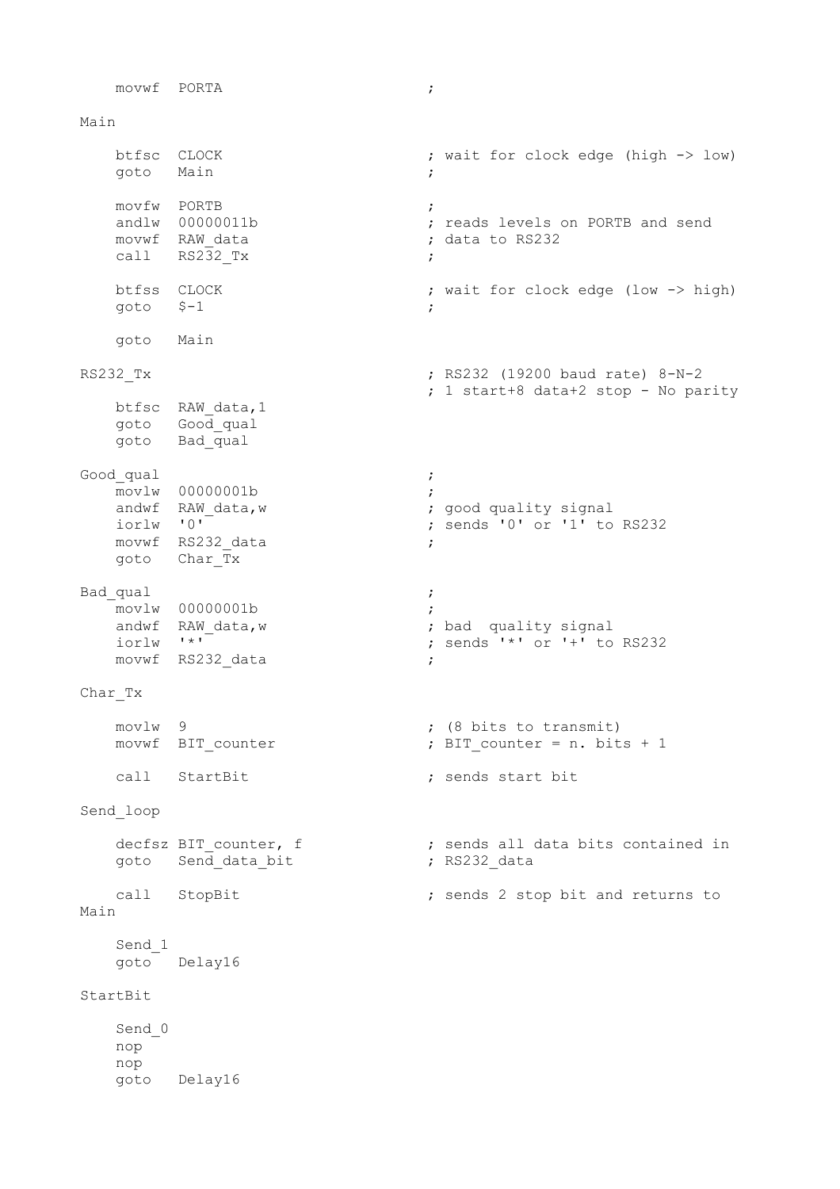```
    movwf  PORTA                        ;

Main

    btfsc  CLOCK                        ; wait for clock edge (high -> low)
    goto   Main                         ;

    movfw  PORTB                        ;
    andlw  00000011b                    ; reads levels on PORTB and send
    movwf  RAW_data                     ; data to RS232
    call   RS232_Tx                     ;

    btfss  CLOCK                        ; wait for clock edge (low -> high)
    goto   $-1                          ;

    goto   Main

RS232_Tx                                ; RS232 (19200 baud rate) 8-N-2
                                        ; 1 start+8 data+2 stop - No parity
    btfsc  RAW_data,1
    goto   Good_qual
    goto   Bad_qual

Good_qual                               ;
    movlw  00000001b                    ;
    andwf  RAW_data,w                   ; good quality signal
    iorlw  '0'                          ; sends '0' or '1' to RS232
    movwf  RS232_data                   ;
    goto   Char_Tx

Bad_qual                                ;
    movlw  00000001b                    ;
    andwf  RAW_data,w                   ; bad  quality signal
    iorlw  '*'                          ; sends '*' or '+' to RS232
    movwf  RS232_data                   ;

Char_Tx

    movlw  9                            ; (8 bits to transmit)
    movwf  BIT_counter                  ; BIT_counter = n. bits + 1

    call   StartBit                     ; sends start bit

Send_loop

    decfsz BIT_counter, f               ; sends all data bits contained in
    goto   Send_data_bit                ; RS232_data

    call   StopBit                      ; sends 2 stop bit and returns to
Main

    Send_1
    goto   Delay16

StartBit

    Send_0
    nop
    nop
    goto   Delay16
```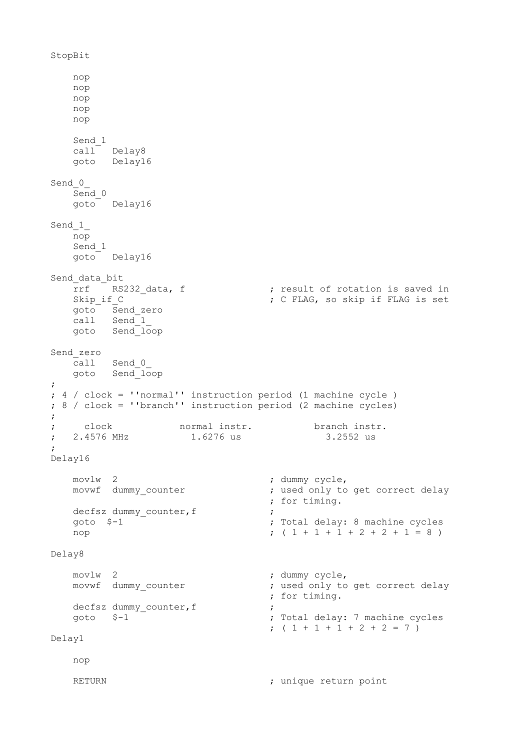```
StopBit

    nop
    nop
    nop
    nop
    nop

    Send_1
    call   Delay8
    goto   Delay16

Send_0_
    Send_0
    goto   Delay16

Send_1_
    nop
    Send_1
    goto   Delay16

Send_data_bit
    rrf    RS232_data, f            ; result of rotation is saved in
    Skip_if_C                       ; C FLAG, so skip if FLAG is set
    goto   Send_zero
    call   Send_1_
    goto   Send_loop

Send_zero
    call   Send_0_
    goto   Send_loop
;
; 4 / clock = ''normal'' instruction period (1 machine cycle )
; 8 / clock = ''branch'' instruction period (2 machine cycles)
;
;     clock            normal instr.           branch instr.
;   2.4576 MHz           1.6276 us               3.2552 us
;
Delay16

    movlw  2                        ; dummy cycle,
    movwf  dummy_counter            ; used only to get correct delay
                                    ; for timing.
    decfsz dummy_counter,f          ;
    goto  $-1                       ; Total delay: 8 machine cycles
    nop                             ; ( 1 + 1 + 1 + 2 + 2 + 1 = 8 )

Delay8

    movlw  2                        ; dummy cycle,
    movwf  dummy_counter            ; used only to get correct delay
                                    ; for timing.
    decfsz dummy_counter,f          ;
    goto   $-1                      ; Total delay: 7 machine cycles
                                    ; ( 1 + 1 + 1 + 2 + 2 = 7 )
Delay1

    nop

    RETURN                          ; unique return point
```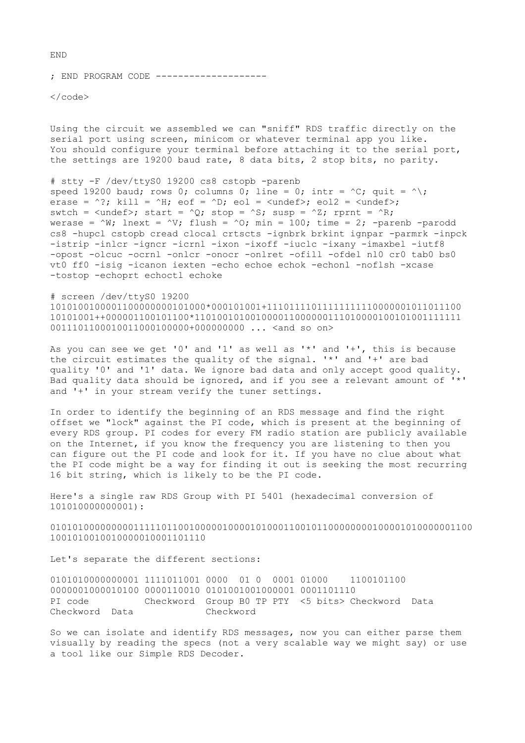```
END

; END PROGRAM CODE --------------------

</code>
```

Using the circuit we assembled we can "sniff" RDS traffic directly on the serial port using screen, minicom or whatever terminal app you like. You should configure your terminal before attaching it to the serial port, the settings are 19200 baud rate, 8 data bits, 2 stop bits, no parity.

```
# stty -F /dev/ttyS0 19200 cs8 cstopb -parenb
speed 19200 baud; rows 0; columns 0; line = 0; intr = ^C; quit = ^\;
erase = ^?; kill = ^H; eof = ^D; eol = <undef>; eol2 = <undef>;
swtch = <undef>; start = ^Q; stop = ^S; susp = ^Z; rprnt = ^R;
werase = ^W; lnext = ^V; flush = ^O; min = 100; time = 2; -parenb -parodd
cs8 -hupcl cstopb cread clocal crtscts -ignbrk brkint ignpar -parmrk -inpck
-istrip -inlcr -igncr -icrnl -ixon -ixoff -iuclc -ixany -imaxbel -iutf8
-opost -olcuc -ocrnl -onlcr -onocr -onlret -ofill -ofdel nl0 cr0 tab0 bs0
vt0 ff0 -isig -icanon iexten -echo echoe echok -echonl -noflsh -xcase
-tostop -echoprt echoctl echoke

# screen /dev/ttyS0 19200
10101001000011000000000101000*000101001+11101111011111111110000001011011100
10101001++000001100101100*11010010100100001100000011101000010010100111111
00111011000100110001000000+000000000 ... <and so on>
```

As you can see we get '0' and '1' as well as '*' and '+', this is because the circuit estimates the quality of the signal. '*' and '+' are bad quality '0' and '1' data. We ignore bad data and only accept good quality. Bad quality data should be ignored, and if you see a relevant amount of '*' and '+' in your stream verify the tuner settings.

In order to identify the beginning of an RDS message and find the right offset we "lock" against the PI code, which is present at the beginning of every RDS group. PI codes for every FM radio station are publicly available on the Internet, if you know the frequency you are listening to then you can figure out the PI code and look for it. If you have no clue about what the PI code might be a way for finding it out is seeking the most recurring 16 bit string, which is likely to be the PI code.

Here's a single raw RDS Group with PI 5401 (hexadecimal conversion of 101010000000001):

```
0101010000000001111101100100000100001010001100101100000000100001010000001100
10010100100100000100011011110
```

Let's separate the different sections:

```
0101010000000001 1111011001 0000  01 0  0001 01000    1100101100
0000001000010100 0000110010 0101001001000001 0001101110
PI code          Checkword  Group B0 TP PTY  <5 bits> Checkword  Data
Checkword  Data             Checkword
```

So we can isolate and identify RDS messages, now you can either parse them visually by reading the specs (not a very scalable way we might say) or use a tool like our Simple RDS Decoder.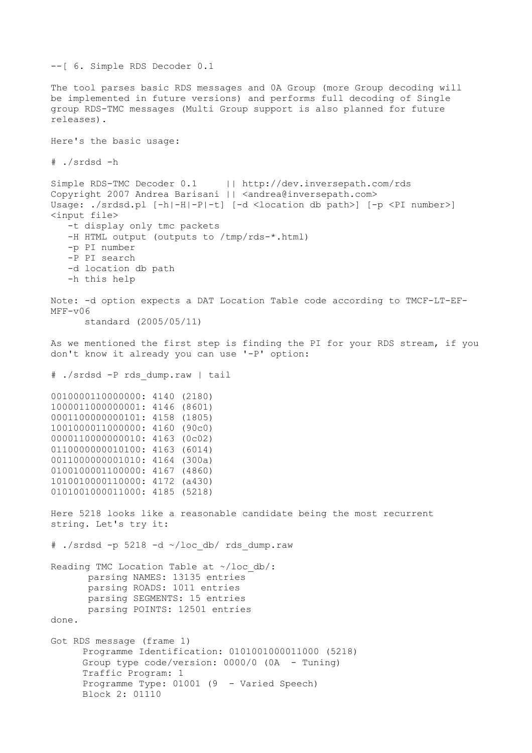--[ 6. Simple RDS Decoder 0.1

The tool parses basic RDS messages and 0A Group (more Group decoding will be implemented in future versions) and performs full decoding of Single group RDS-TMC messages (Multi Group support is also planned for future releases).

Here's the basic usage:

```
# ./srdsd -h

Simple RDS-TMC Decoder 0.1     || http://dev.inversepath.com/rds
Copyright 2007 Andrea Barisani || <andrea@inversepath.com>
Usage: ./srdsd.pl [-h|-H|-P|-t] [-d <location db path>] [-p <PI number>]
<input file>
   -t display only tmc packets
   -H HTML output (outputs to /tmp/rds-*.html)
   -p PI number
   -P PI search
   -d location db path
   -h this help

Note: -d option expects a DAT Location Table code according to TMCF-LT-EF-
MFF-v06
      standard (2005/05/11)
```

As we mentioned the first step is finding the PI for your RDS stream, if you don't know it already you can use '-P' option:

```
# ./srdsd -P rds_dump.raw | tail

0010000110000000: 4140 (2180)
1000011000000001: 4146 (8601)
0001100000000101: 4158 (1805)
1001000011000000: 4160 (90c0)
0000110000000010: 4163 (0c02)
0110000000010100: 4163 (6014)
0011000000001010: 4164 (300a)
0100100001100000: 4167 (4860)
1010010000110000: 4172 (a430)
0101001000011000: 4185 (5218)
```

Here 5218 looks like a reasonable candidate being the most recurrent string. Let's try it:

```
# ./srdsd -p 5218 -d ~/loc_db/ rds_dump.raw

Reading TMC Location Table at ~/loc_db/:
       parsing NAMES: 13135 entries
       parsing ROADS: 1011 entries
       parsing SEGMENTS: 15 entries
       parsing POINTS: 12501 entries
done.

Got RDS message (frame 1)
      Programme Identification: 0101001000011000 (5218)
      Group type code/version: 0000/0 (0A  - Tuning)
      Traffic Program: 1
      Programme Type: 01001 (9  - Varied Speech)
      Block 2: 01110
```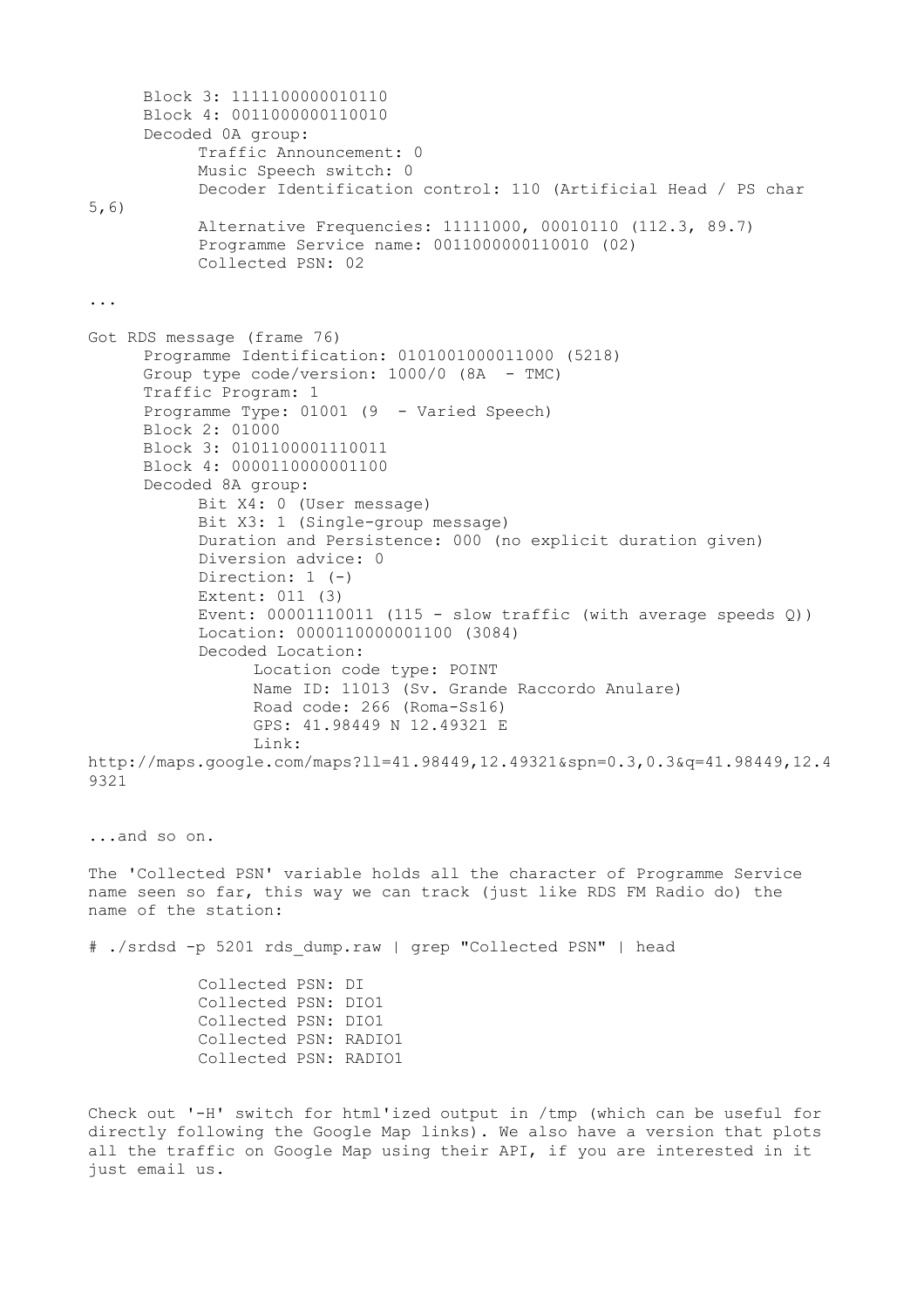```
      Block 3: 1111100000010110
      Block 4: 0011000000110010
      Decoded 0A group:
            Traffic Announcement: 0
            Music Speech switch: 0
            Decoder Identification control: 110 (Artificial Head / PS char
5,6)
            Alternative Frequencies: 11111000, 00010110 (112.3, 89.7)
            Programme Service name: 0011000000110010 (02)
            Collected PSN: 02

...

Got RDS message (frame 76)
      Programme Identification: 0101001000011000 (5218)
      Group type code/version: 1000/0 (8A  - TMC)
      Traffic Program: 1
      Programme Type: 01001 (9  - Varied Speech)
      Block 2: 01000
      Block 3: 0101100001110011
      Block 4: 0000110000001100
      Decoded 8A group:
            Bit X4: 0 (User message)
            Bit X3: 1 (Single-group message)
            Duration and Persistence: 000 (no explicit duration given)
            Diversion advice: 0
            Direction: 1 (-)
            Extent: 011 (3)
            Event: 00001110011 (115 - slow traffic (with average speeds Q))
            Location: 0000110000001100 (3084)
            Decoded Location:
                  Location code type: POINT
                  Name ID: 11013 (Sv. Grande Raccordo Anulare)
                  Road code: 266 (Roma-Ss16)
                  GPS: 41.98449 N 12.49321 E
                  Link:
http://maps.google.com/maps?ll=41.98449,12.49321&spn=0.3,0.3&q=41.98449,12.4
9321
```

...and so on.

The 'Collected PSN' variable holds all the character of Programme Service name seen so far, this way we can track (just like RDS FM Radio do) the name of the station:

```
# ./srdsd -p 5201 rds_dump.raw | grep "Collected PSN" | head

            Collected PSN: DI
            Collected PSN: DIO1
            Collected PSN: DIO1
            Collected PSN: RADIO1
            Collected PSN: RADIO1
```

Check out '-H' switch for html'ized output in /tmp (which can be useful for directly following the Google Map links). We also have a version that plots all the traffic on Google Map using their API, if you are interested in it just email us.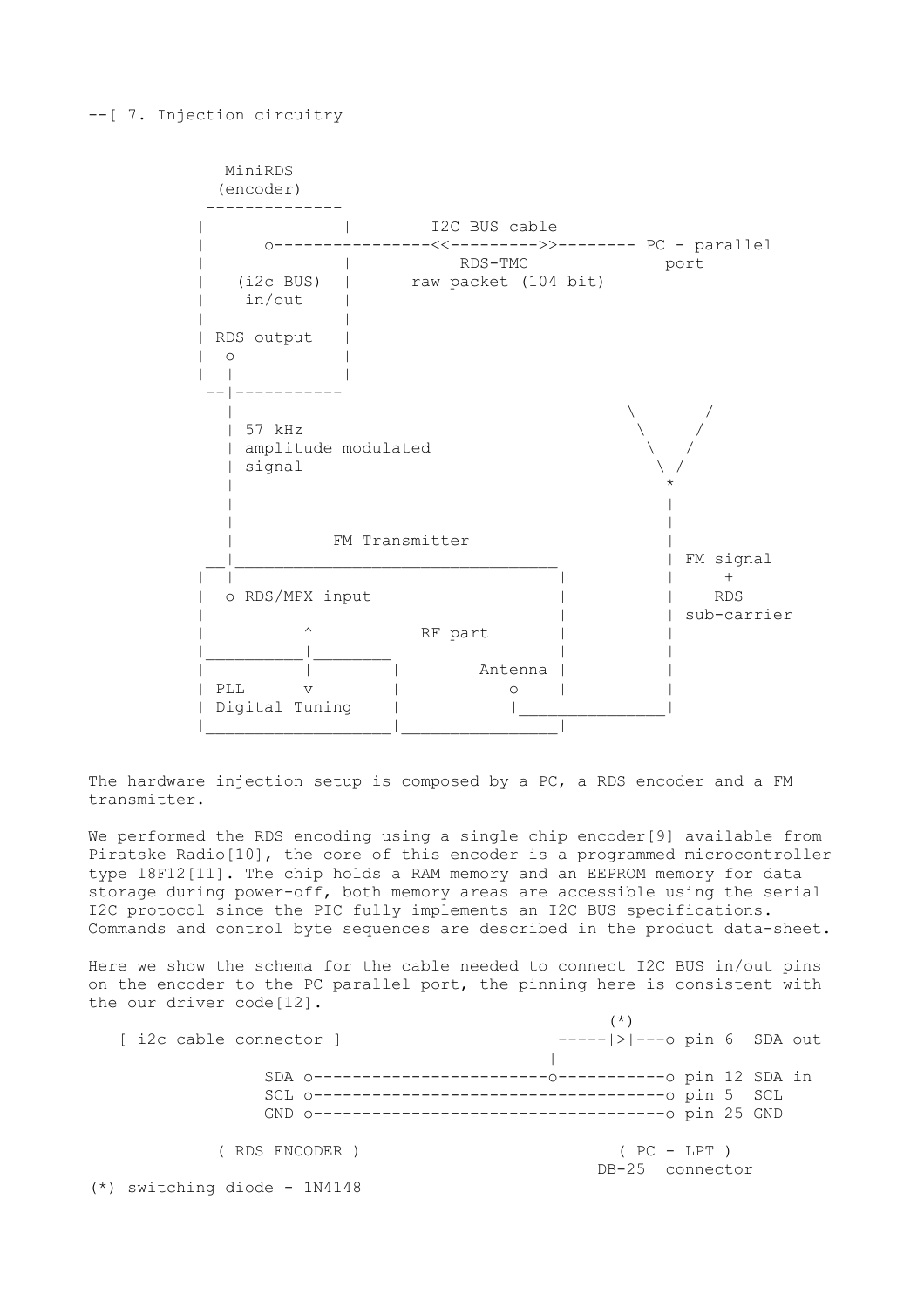--[ 7. Injection circuitry

```
             MiniRDS
            (encoder)
           --------------
          |              |        I2C BUS cable
          |      o----------------<<--------->>-------- PC - parallel
          |              |          RDS-TMC               port
          |   (i2c BUS)  |      raw packet (104 bit)
          |    in/out    |
          |              |
          | RDS output   |
          |  o           |
          |  |           |
           --|-----------
             |                                      \       /
             | 57 kHz                                \     /
             | amplitude modulated                    \   /
             | signal                                  \ /
             |                                          *
             |                                          |
             |                                          |
             |          FM Transmitter                  |
           __|________________________________          | FM signal
          |  |                                |         |     +
          |  o RDS/MPX input                  |         |    RDS
          |                                   |         | sub-carrier
          |          ^           RF part      |         |
          |__________|________                |         |
          |          |        |       Antenna |         |
          | PLL      v        |          o    |         |
          | Digital Tuning    |          |______________|
          |___________________|_______________|
```

The hardware injection setup is composed by a PC, a RDS encoder and a FM transmitter.

We performed the RDS encoding using a single chip encoder[9] available from Piratske Radio[10], the core of this encoder is a programmed microcontroller type 18F12[11]. The chip holds a RAM memory and an EEPROM memory for data storage during power-off, both memory areas are accessible using the serial I2C protocol since the PIC fully implements an I2C BUS specifications. Commands and control byte sequences are described in the product data-sheet.

Here we show the schema for the cable needed to connect I2C BUS in/out pins on the encoder to the PC parallel port, the pinning here is consistent with the our driver code[12].

```
                                                     (*)
   [ i2c cable connector ]                      -----|>|---o pin 6  SDA out
                                               |
                SDA o-------------------------o-----------o pin 12 SDA in
                SCL o------------------------------------o pin 5  SCL
                GND o------------------------------------o pin 25 GND

            ( RDS ENCODER )                          ( PC - LPT )
                                                   DB-25  connector
(*) switching diode - 1N4148
```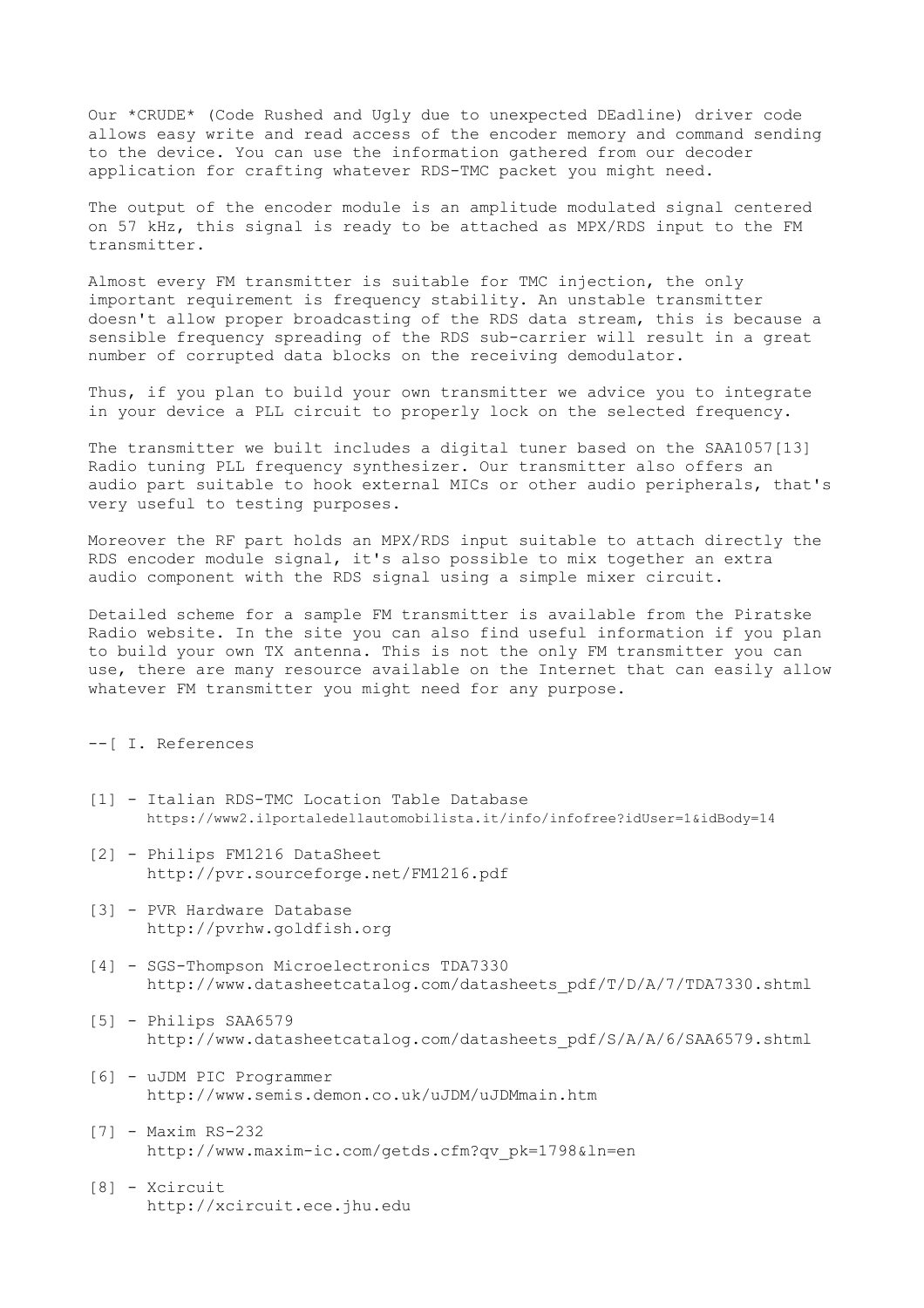Our *CRUDE* (Code Rushed and Ugly due to unexpected DEadline) driver code allows easy write and read access of the encoder memory and command sending to the device. You can use the information gathered from our decoder application for crafting whatever RDS-TMC packet you might need.

The output of the encoder module is an amplitude modulated signal centered on 57 kHz, this signal is ready to be attached as MPX/RDS input to the FM transmitter.

Almost every FM transmitter is suitable for TMC injection, the only important requirement is frequency stability. An unstable transmitter doesn't allow proper broadcasting of the RDS data stream, this is because a sensible frequency spreading of the RDS sub-carrier will result in a great number of corrupted data blocks on the receiving demodulator.

Thus, if you plan to build your own transmitter we advice you to integrate in your device a PLL circuit to properly lock on the selected frequency.

The transmitter we built includes a digital tuner based on the SAA1057[13] Radio tuning PLL frequency synthesizer. Our transmitter also offers an audio part suitable to hook external MICs or other audio peripherals, that's very useful to testing purposes.

Moreover the RF part holds an MPX/RDS input suitable to attach directly the RDS encoder module signal, it's also possible to mix together an extra audio component with the RDS signal using a simple mixer circuit.

Detailed scheme for a sample FM transmitter is available from the Piratske Radio website. In the site you can also find useful information if you plan to build your own TX antenna. This is not the only FM transmitter you can use, there are many resource available on the Internet that can easily allow whatever FM transmitter you might need for any purpose.

--[ I. References

[1] - Italian RDS-TMC Location Table Database
      https://www2.ilportaledellautomobilista.it/info/infofree?idUser=1&idBody=14

[2] - Philips FM1216 DataSheet
      http://pvr.sourceforge.net/FM1216.pdf

[3] - PVR Hardware Database
      http://pvrhw.goldfish.org

[4] - SGS-Thompson Microelectronics TDA7330
      http://www.datasheetcatalog.com/datasheets_pdf/T/D/A/7/TDA7330.shtml

[5] - Philips SAA6579
      http://www.datasheetcatalog.com/datasheets_pdf/S/A/A/6/SAA6579.shtml

[6] - uJDM PIC Programmer
      http://www.semis.demon.co.uk/uJDM/uJDMmain.htm

[7] - Maxim RS-232
      http://www.maxim-ic.com/getds.cfm?qv_pk=1798&ln=en

[8] - Xcircuit
      http://xcircuit.ece.jhu.edu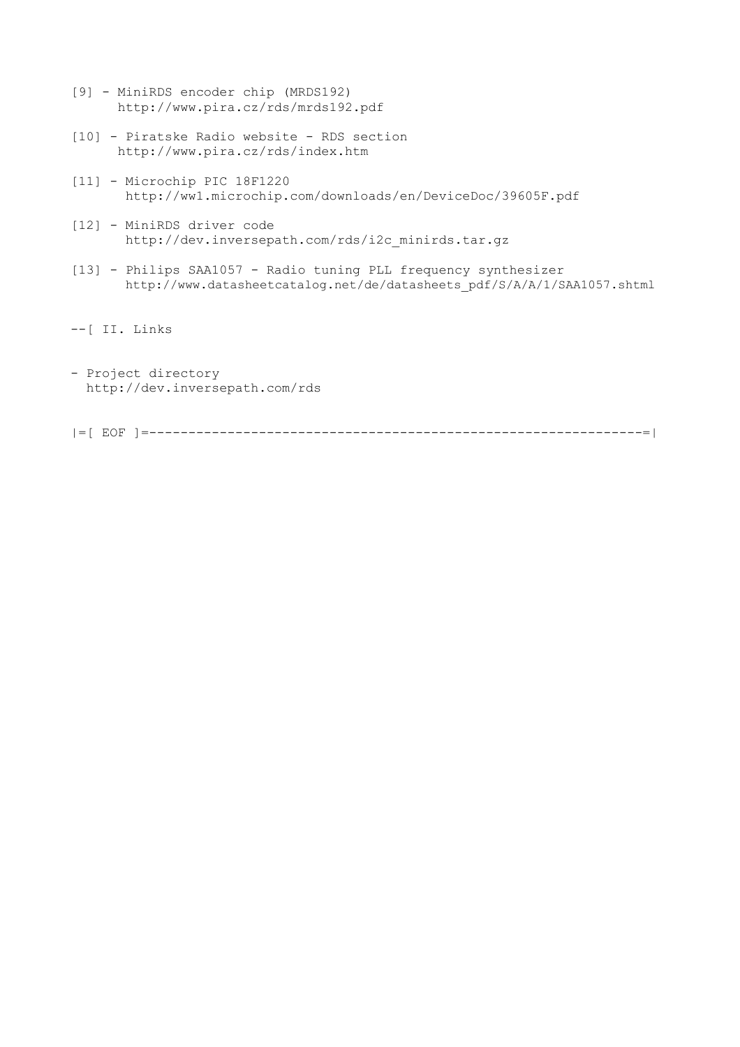[9] - MiniRDS encoder chip (MRDS192)
      http://www.pira.cz/rds/mrds192.pdf

[10] - Piratske Radio website - RDS section
      http://www.pira.cz/rds/index.htm

[11] - Microchip PIC 18F1220
       http://ww1.microchip.com/downloads/en/DeviceDoc/39605F.pdf

[12] - MiniRDS driver code
       http://dev.inversepath.com/rds/i2c_minirds.tar.gz

[13] - Philips SAA1057 - Radio tuning PLL frequency synthesizer
       http://www.datasheetcatalog.net/de/datasheets_pdf/S/A/A/1/SAA1057.shtml

--[ II. Links

- Project directory
  http://dev.inversepath.com/rds

|=[ EOF ]=---------------------------------------------------------------=|